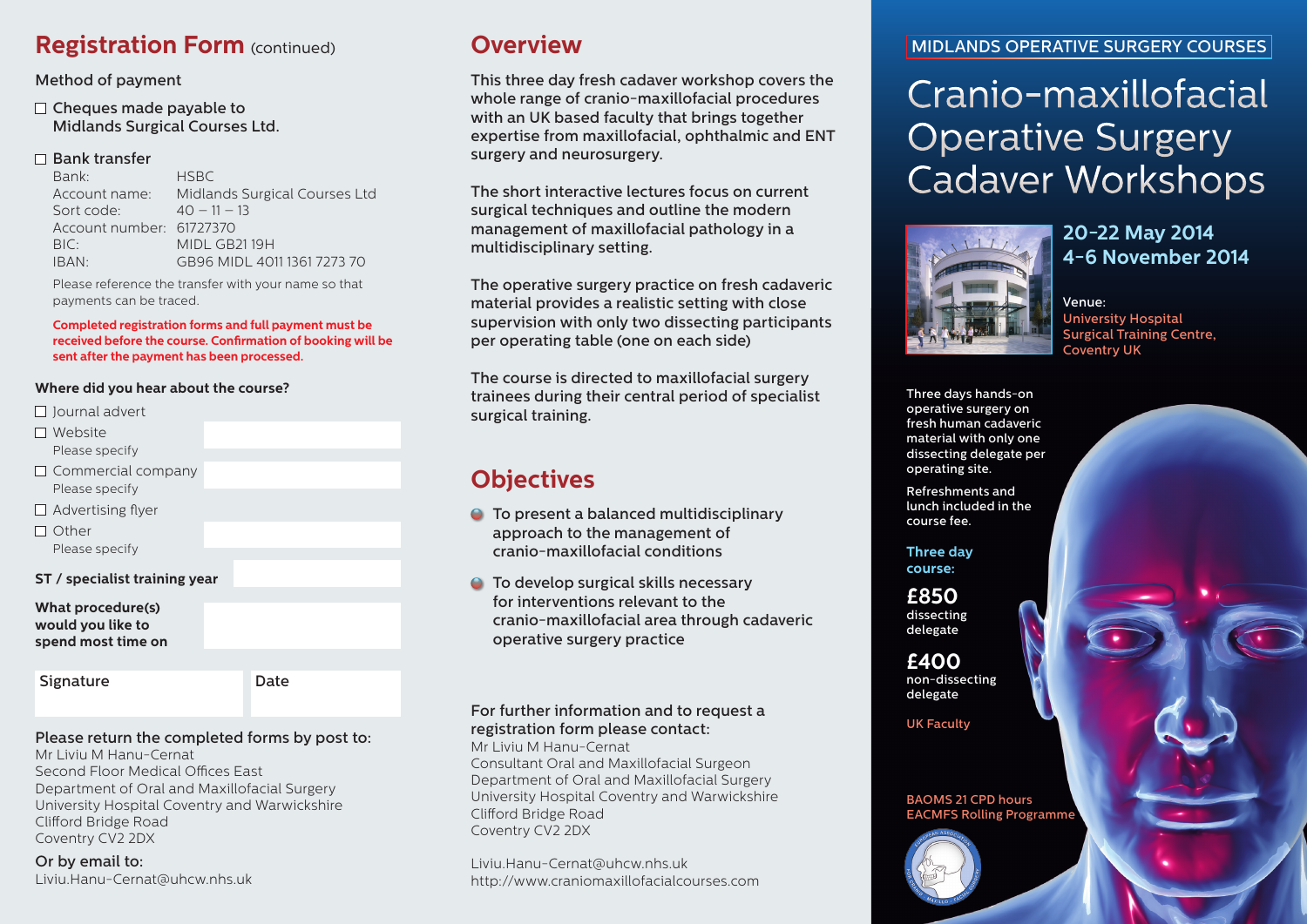## Registration Form (continued)

Method of payment

☐ Cheques made payable to
Midlands Surgical Courses Ltd.

☐ Bank transfer

| | |
|---|---|
| Bank: | HSBC |
| Account name: | Midlands Surgical Courses Ltd |
| Sort code: | 40 – 11 – 13 |
| Account number: | 61727370 |
| BIC: | MIDL GB21 19H |
| IBAN: | GB96 MIDL 4011 1361 7273 70 |

Please reference the transfer with your name so that payments can be traced.

**Completed registration forms and full payment must be received before the course. Confirmation of booking will be sent after the payment has been processed.**

**Where did you hear about the course?**

☐ Journal advert

☐ Website
Please specify

☐ Commercial company
Please specify

☐ Advertising flyer

☐ Other
Please specify

**ST / specialist training year**

**What procedure(s) would you like to spend most time on**

Signature

Date

Please return the completed forms by post to:
Mr Liviu M Hanu-Cernat
Second Floor Medical Offices East
Department of Oral and Maxillofacial Surgery
University Hospital Coventry and Warwickshire
Clifford Bridge Road
Coventry CV2 2DX

Or by email to:
Liviu.Hanu-Cernat@uhcw.nhs.uk

## Overview

This three day fresh cadaver workshop covers the whole range of cranio-maxillofacial procedures with an UK based faculty that brings together expertise from maxillofacial, ophthalmic and ENT surgery and neurosurgery.

The short interactive lectures focus on current surgical techniques and outline the modern management of maxillofacial pathology in a multidisciplinary setting.

The operative surgery practice on fresh cadaveric material provides a realistic setting with close supervision with only two dissecting participants per operating table (one on each side)

The course is directed to maxillofacial surgery trainees during their central period of specialist surgical training.

## Objectives

- To present a balanced multidisciplinary approach to the management of cranio-maxillofacial conditions
- To develop surgical skills necessary for interventions relevant to the cranio-maxillofacial area through cadaveric operative surgery practice

For further information and to request a registration form please contact:
Mr Liviu M Hanu-Cernat
Consultant Oral and Maxillofacial Surgeon
Department of Oral and Maxillofacial Surgery
University Hospital Coventry and Warwickshire
Clifford Bridge Road
Coventry CV2 2DX

Liviu.Hanu-Cernat@uhcw.nhs.uk
http://www.craniomaxillofacialcourses.com

MIDLANDS OPERATIVE SURGERY COURSES

# Cranio-maxillofacial Operative Surgery Cadaver Workshops

**20-22 May 2014**
**4-6 November 2014**

Venue:
University Hospital Surgical Training Centre, Coventry UK

Three days hands-on operative surgery on fresh human cadaveric material with only one dissecting delegate per operating site.

Refreshments and lunch included in the course fee.

Three day course:

**£850**
dissecting delegate

**£400**
non-dissecting delegate

UK Faculty

BAOMS 21 CPD hours
EACMFS Rolling Programme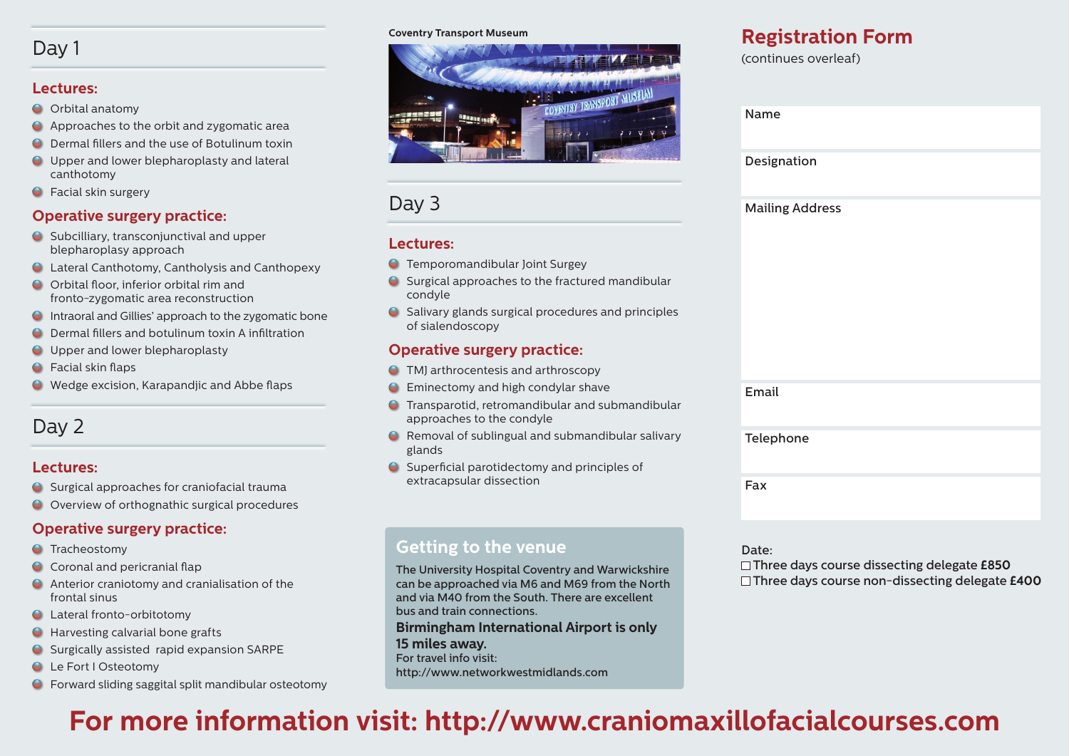## Day 1

### Lectures:

- Orbital anatomy
- Approaches to the orbit and zygomatic area
- Dermal fillers and the use of Botulinum toxin
- Upper and lower blepharoplasty and lateral canthotomy
- Facial skin surgery

### Operative surgery practice:

- Subcilliary, transconjunctival and upper blepharoplasy approach
- Lateral Canthotomy, Cantholysis and Canthopexy
- Orbital floor, inferior orbital rim and fronto-zygomatic area reconstruction
- Intraoral and Gillies' approach to the zygomatic bone
- Dermal fillers and botulinum toxin A infiltration
- Upper and lower blepharoplasty
- Facial skin flaps
- Wedge excision, Karapandjic and Abbe flaps

## Day 2

### Lectures:

- Surgical approaches for craniofacial trauma
- Overview of orthognathic surgical procedures

### Operative surgery practice:

- Tracheostomy
- Coronal and pericranial flap
- Anterior craniotomy and cranialisation of the frontal sinus
- Lateral fronto-orbitotomy
- Harvesting calvarial bone grafts
- Surgically assisted rapid expansion SARPE
- Le Fort I Osteotomy
- Forward sliding saggital split mandibular osteotomy

**Coventry Transport Museum**

## Day 3

### Lectures:

- Temporomandibular Joint Surgey
- Surgical approaches to the fractured mandibular condyle
- Salivary glands surgical procedures and principles of sialendoscopy

### Operative surgery practice:

- TMJ arthrocentesis and arthroscopy
- Eminectomy and high condylar shave
- Transparotid, retromandibular and submandibular approaches to the condyle
- Removal of sublingual and submandibular salivary glands
- Superficial parotidectomy and principles of extracapsular dissection

### Getting to the venue

The University Hospital Coventry and Warwickshire can be approached via M6 and M69 from the North and via M40 from the South. There are excellent bus and train connections.

**Birmingham International Airport is only 15 miles away.**

For travel info visit:
http://www.networkwestmidlands.com

## Registration Form

(continues overleaf)

Name

Designation

Mailing Address

Email

Telephone

Fax

Date:

☐ Three days course dissecting delegate **£850**

☐ Three days course non-dissecting delegate **£400**

**For more information visit: http://www.craniomaxillofacialcourses.com**